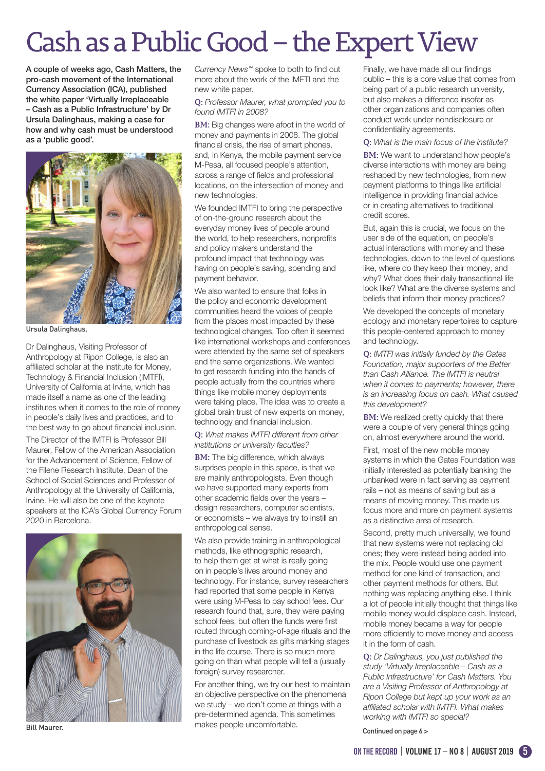# Cash as a Public Good – the Expert View

**A couple of weeks ago, Cash Matters, the pro-cash movement of the International Currency Association (ICA), published the white paper 'Virtually Irreplaceable – Cash as a Public Infrastructure' by Dr Ursula Dalinghaus, making a case for how and why cash must be understood as a 'public good'.**

Ursula Dalinghaus.

Dr Dalinghaus, Visiting Professor of Anthropology at Ripon College, is also an affiliated scholar at the Institute for Money, Technology & Financial Inclusion (IMTFI), University of California at Irvine, which has made itself a name as one of the leading institutes when it comes to the role of money in people's daily lives and practices, and to the best way to go about financial inclusion.

The Director of the IMTFI is Professor Bill Maurer, Fellow of the American Association for the Advancement of Science, Fellow of the Filene Research Institute, Dean of the School of Social Sciences and Professor of Anthropology at the University of California, Irvine. He will also be one of the keynote speakers at the ICA's Global Currency Forum 2020 in Barcelona.

Bill Maurer.

*Currency News*™ spoke to both to find out more about the work of the IMFTI and the new white paper.

**Q:** *Professor Maurer, what prompted you to found IMTFI in 2008?*

**BM:** Big changes were afoot in the world of money and payments in 2008. The global financial crisis, the rise of smart phones, and, in Kenya, the mobile payment service M-Pesa, all focused people's attention, across a range of fields and professional locations, on the intersection of money and new technologies.

We founded IMTFI to bring the perspective of on-the-ground research about the everyday money lives of people around the world, to help researchers, nonprofits and policy makers understand the profound impact that technology was having on people's saving, spending and payment behavior.

We also wanted to ensure that folks in the policy and economic development communities heard the voices of people from the places most impacted by these technological changes. Too often it seemed like international workshops and conferences were attended by the same set of speakers and the same organizations. We wanted to get research funding into the hands of people actually from the countries where things like mobile money deployments were taking place. The idea was to create a global brain trust of new experts on money, technology and financial inclusion.

**Q:** *What makes IMTFI different from other institutions or university faculties?*

**BM:** The big difference, which always surprises people in this space, is that we are mainly anthropologists. Even though we have supported many experts from other academic fields over the years – design researchers, computer scientists, or economists – we always try to instill an anthropological sense.

We also provide training in anthropological methods, like ethnographic research, to help them get at what is really going on in people's lives around money and technology. For instance, survey researchers had reported that some people in Kenya were using M-Pesa to pay school fees. Our research found that, sure, they were paying school fees, but often the funds were first routed through coming-of-age rituals and the purchase of livestock as gifts marking stages in the life course. There is so much more going on than what people will tell a (usually foreign) survey researcher.

For another thing, we try our best to maintain an objective perspective on the phenomena we study – we don't come at things with a pre-determined agenda. This sometimes makes people uncomfortable.

Finally, we have made all our findings public – this is a core value that comes from being part of a public research university, but also makes a difference insofar as other organizations and companies often conduct work under nondisclosure or confidentiality agreements.

**Q:** *What is the main focus of the institute?*

**BM:** We want to understand how people's diverse interactions with money are being reshaped by new technologies, from new payment platforms to things like artificial intelligence in providing financial advice or in creating alternatives to traditional credit scores.

But, again this is crucial, we focus on the user side of the equation, on people's actual interactions with money and these technologies, down to the level of questions like, where do they keep their money, and why? What does their daily transactional life look like? What are the diverse systems and beliefs that inform their money practices?

We developed the concepts of monetary ecology and monetary repertoires to capture this people-centered approach to money and technology.

**Q:** *IMTFI was initially funded by the Gates Foundation, major supporters of the Better than Cash Alliance. The IMTFI is neutral when it comes to payments; however, there is an increasing focus on cash. What caused this development?*

**BM:** We realized pretty quickly that there were a couple of very general things going on, almost everywhere around the world.

First, most of the new mobile money systems in which the Gates Foundation was initially interested as potentially banking the unbanked were in fact serving as payment rails – not as means of saving but as a means of moving money. This made us focus more and more on payment systems as a distinctive area of research.

Second, pretty much universally, we found that new systems were not replacing old ones; they were instead being added into the mix. People would use one payment method for one kind of transaction, and other payment methods for others. But nothing was replacing anything else. I think a lot of people initially thought that things like mobile money would displace cash. Instead, mobile money became a way for people more efficiently to move money and access it in the form of cash.

**Q:** *Dr Dalinghaus, you just published the study 'Virtually Irreplaceable – Cash as a Public Infrastructure' for Cash Matters. You are a Visiting Professor of Anthropology at Ripon College but kept up your work as an affiliated scholar with IMTFI. What makes working with IMTFI so special?*

Continued on page 6 >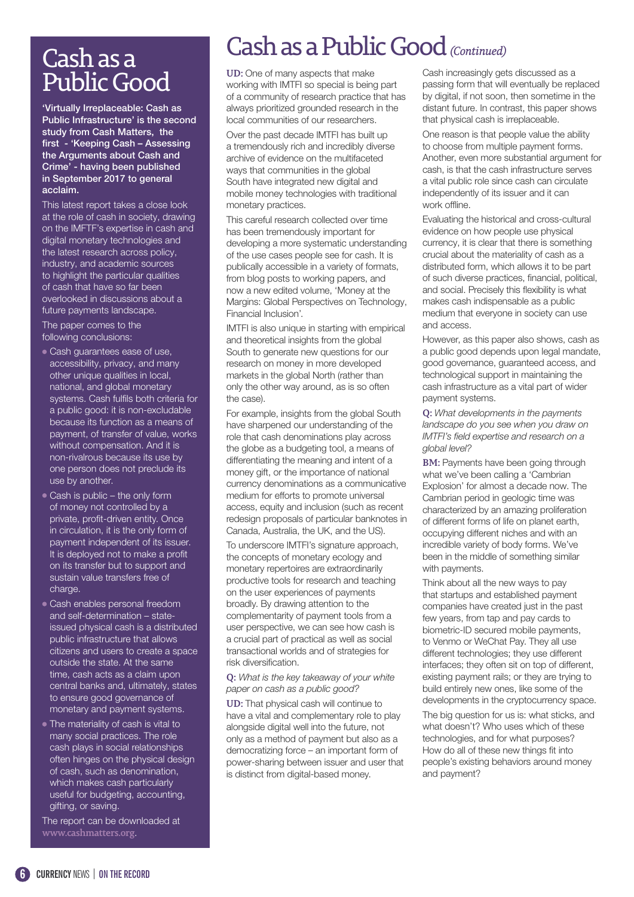# Cash as a Public Good

**'Virtually Irreplaceable: Cash as Public Infrastructure' is the second study from Cash Matters, the first - 'Keeping Cash – Assessing the Arguments about Cash and Crime' - having been published in September 2017 to general acclaim.**

This latest report takes a close look at the role of cash in society, drawing on the IMFTF's expertise in cash and digital monetary technologies and the latest research across policy, industry, and academic sources to highlight the particular qualities of cash that have so far been overlooked in discussions about a future payments landscape.

The paper comes to the following conclusions:

- Cash guarantees ease of use, accessibility, privacy, and many other unique qualities in local, national, and global monetary systems. Cash fulfils both criteria for a public good: it is non-excludable because its function as a means of payment, of transfer of value, works without compensation. And it is non-rivalrous because its use by one person does not preclude its use by another.
- Cash is public – the only form of money not controlled by a private, profit-driven entity. Once in circulation, it is the only form of payment independent of its issuer. It is deployed not to make a profit on its transfer but to support and sustain value transfers free of charge.
- Cash enables personal freedom and self-determination – state-issued physical cash is a distributed public infrastructure that allows citizens and users to create a space outside the state. At the same time, cash acts as a claim upon central banks and, ultimately, states to ensure good governance of monetary and payment systems.
- The materiality of cash is vital to many social practices. The role cash plays in social relationships often hinges on the physical design of cash, such as denomination, which makes cash particularly useful for budgeting, accounting, gifting, or saving.

The report can be downloaded at www.cashmatters.org.

# Cash as a Public Good *(Continued)*

**UD:** One of many aspects that make working with IMTFI so special is being part of a community of research practice that has always prioritized grounded research in the local communities of our researchers.

Over the past decade IMTFI has built up a tremendously rich and incredibly diverse archive of evidence on the multifaceted ways that communities in the global South have integrated new digital and mobile money technologies with traditional monetary practices.

This careful research collected over time has been tremendously important for developing a more systematic understanding of the use cases people see for cash. It is publically accessible in a variety of formats, from blog posts to working papers, and now a new edited volume, 'Money at the Margins: Global Perspectives on Technology, Financial Inclusion'.

IMTFI is also unique in starting with empirical and theoretical insights from the global South to generate new questions for our research on money in more developed markets in the global North (rather than only the other way around, as is so often the case).

For example, insights from the global South have sharpened our understanding of the role that cash denominations play across the globe as a budgeting tool, a means of differentiating the meaning and intent of a money gift, or the importance of national currency denominations as a communicative medium for efforts to promote universal access, equity and inclusion (such as recent redesign proposals of particular banknotes in Canada, Australia, the UK, and the US).

To underscore IMTFI's signature approach, the concepts of monetary ecology and monetary repertoires are extraordinarily productive tools for research and teaching on the user experiences of payments broadly. By drawing attention to the complementarity of payment tools from a user perspective, we can see how cash is a crucial part of practical as well as social transactional worlds and of strategies for risk diversification.

**Q:** *What is the key takeaway of your white paper on cash as a public good?*

**UD:** That physical cash will continue to have a vital and complementary role to play alongside digital well into the future, not only as a method of payment but also as a democratizing force – an important form of power-sharing between issuer and user that is distinct from digital-based money.

Cash increasingly gets discussed as a passing form that will eventually be replaced by digital, if not soon, then sometime in the distant future. In contrast, this paper shows that physical cash is irreplaceable.

One reason is that people value the ability to choose from multiple payment forms. Another, even more substantial argument for cash, is that the cash infrastructure serves a vital public role since cash can circulate independently of its issuer and it can work offline.

Evaluating the historical and cross-cultural evidence on how people use physical currency, it is clear that there is something crucial about the materiality of cash as a distributed form, which allows it to be part of such diverse practices, financial, political, and social. Precisely this flexibility is what makes cash indispensable as a public medium that everyone in society can use and access.

However, as this paper also shows, cash as a public good depends upon legal mandate, good governance, guaranteed access, and technological support in maintaining the cash infrastructure as a vital part of wider payment systems.

**Q:** *What developments in the payments landscape do you see when you draw on IMTFI's field expertise and research on a global level?*

**BM:** Payments have been going through what we've been calling a 'Cambrian Explosion' for almost a decade now. The Cambrian period in geologic time was characterized by an amazing proliferation of different forms of life on planet earth, occupying different niches and with an incredible variety of body forms. We've been in the middle of something similar with payments.

Think about all the new ways to pay that startups and established payment companies have created just in the past few years, from tap and pay cards to biometric-ID secured mobile payments, to Venmo or WeChat Pay. They all use different technologies; they use different interfaces; they often sit on top of different, existing payment rails; or they are trying to build entirely new ones, like some of the developments in the cryptocurrency space.

The big question for us is: what sticks, and what doesn't? Who uses which of these technologies, and for what purposes? How do all of these new things fit into people's existing behaviors around money and payment?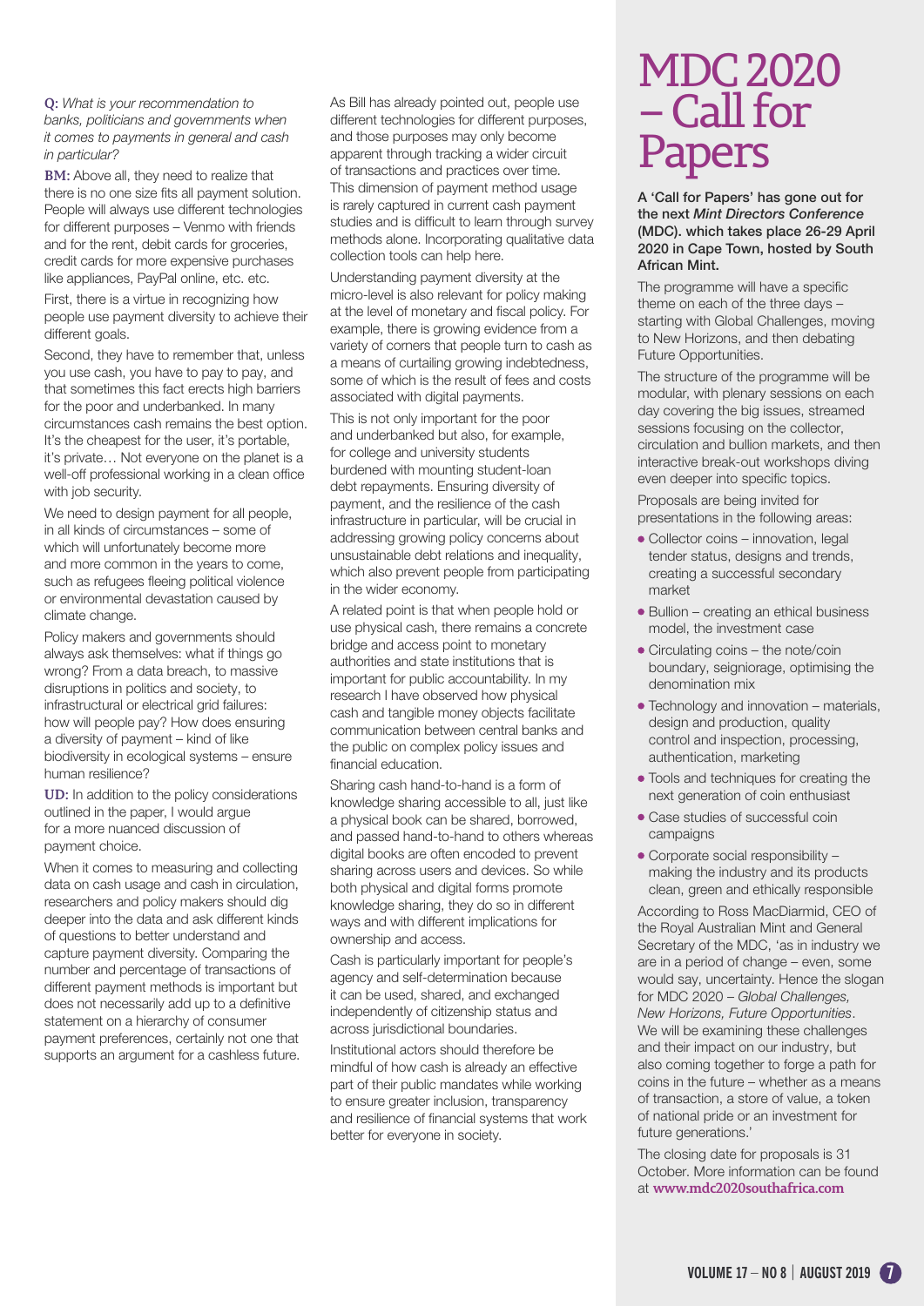**Q:** *What is your recommendation to banks, politicians and governments when it comes to payments in general and cash in particular?*

**BM:** Above all, they need to realize that there is no one size fits all payment solution. People will always use different technologies for different purposes – Venmo with friends and for the rent, debit cards for groceries, credit cards for more expensive purchases like appliances, PayPal online, etc. etc.

First, there is a virtue in recognizing how people use payment diversity to achieve their different goals.

Second, they have to remember that, unless you use cash, you have to pay to pay, and that sometimes this fact erects high barriers for the poor and underbanked. In many circumstances cash remains the best option. It's the cheapest for the user, it's portable, it's private… Not everyone on the planet is a well-off professional working in a clean office with job security.

We need to design payment for all people, in all kinds of circumstances – some of which will unfortunately become more and more common in the years to come, such as refugees fleeing political violence or environmental devastation caused by climate change.

Policy makers and governments should always ask themselves: what if things go wrong? From a data breach, to massive disruptions in politics and society, to infrastructural or electrical grid failures: how will people pay? How does ensuring a diversity of payment – kind of like biodiversity in ecological systems – ensure human resilience?

**UD:** In addition to the policy considerations outlined in the paper, I would argue for a more nuanced discussion of payment choice.

When it comes to measuring and collecting data on cash usage and cash in circulation, researchers and policy makers should dig deeper into the data and ask different kinds of questions to better understand and capture payment diversity. Comparing the number and percentage of transactions of different payment methods is important but does not necessarily add up to a definitive statement on a hierarchy of consumer payment preferences, certainly not one that supports an argument for a cashless future.

As Bill has already pointed out, people use different technologies for different purposes, and those purposes may only become apparent through tracking a wider circuit of transactions and practices over time. This dimension of payment method usage is rarely captured in current cash payment studies and is difficult to learn through survey methods alone. Incorporating qualitative data collection tools can help here.

Understanding payment diversity at the micro-level is also relevant for policy making at the level of monetary and fiscal policy. For example, there is growing evidence from a variety of corners that people turn to cash as a means of curtailing growing indebtedness, some of which is the result of fees and costs associated with digital payments.

This is not only important for the poor and underbanked but also, for example, for college and university students burdened with mounting student-loan debt repayments. Ensuring diversity of payment, and the resilience of the cash infrastructure in particular, will be crucial in addressing growing policy concerns about unsustainable debt relations and inequality, which also prevent people from participating in the wider economy.

A related point is that when people hold or use physical cash, there remains a concrete bridge and access point to monetary authorities and state institutions that is important for public accountability. In my research I have observed how physical cash and tangible money objects facilitate communication between central banks and the public on complex policy issues and financial education.

Sharing cash hand-to-hand is a form of knowledge sharing accessible to all, just like a physical book can be shared, borrowed, and passed hand-to-hand to others whereas digital books are often encoded to prevent sharing across users and devices. So while both physical and digital forms promote knowledge sharing, they do so in different ways and with different implications for ownership and access.

Cash is particularly important for people's agency and self-determination because it can be used, shared, and exchanged independently of citizenship status and across jurisdictional boundaries.

Institutional actors should therefore be mindful of how cash is already an effective part of their public mandates while working to ensure greater inclusion, transparency and resilience of financial systems that work better for everyone in society.

# MDC 2020 – Call for Papers

**A 'Call for Papers' has gone out for the next *Mint Directors Conference* (MDC). which takes place 26-29 April 2020 in Cape Town, hosted by South African Mint.**

The programme will have a specific theme on each of the three days – starting with Global Challenges, moving to New Horizons, and then debating Future Opportunities.

The structure of the programme will be modular, with plenary sessions on each day covering the big issues, streamed sessions focusing on the collector, circulation and bullion markets, and then interactive break-out workshops diving even deeper into specific topics.

Proposals are being invited for presentations in the following areas:

- Collector coins – innovation, legal tender status, designs and trends, creating a successful secondary market
- Bullion – creating an ethical business model, the investment case
- Circulating coins – the note/coin boundary, seigniorage, optimising the denomination mix
- Technology and innovation – materials, design and production, quality control and inspection, processing, authentication, marketing
- Tools and techniques for creating the next generation of coin enthusiast
- Case studies of successful coin campaigns
- Corporate social responsibility – making the industry and its products clean, green and ethically responsible

According to Ross MacDiarmid, CEO of the Royal Australian Mint and General Secretary of the MDC, 'as in industry we are in a period of change – even, some would say, uncertainty. Hence the slogan for MDC 2020 – *Global Challenges, New Horizons, Future Opportunities*. We will be examining these challenges and their impact on our industry, but also coming together to forge a path for coins in the future – whether as a means of transaction, a store of value, a token of national pride or an investment for future generations.'

The closing date for proposals is 31 October. More information can be found at **www.mdc2020southafrica.com**